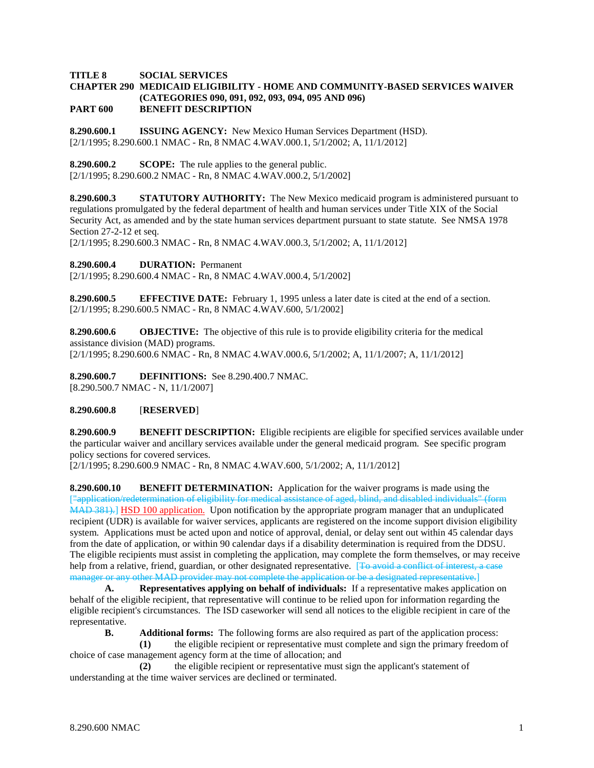**TITLE 8 SOCIAL SERVICES**
**CHAPTER 290 MEDICAID ELIGIBILITY - HOME AND COMMUNITY-BASED SERVICES WAIVER (CATEGORIES 090, 091, 092, 093, 094, 095 AND 096)**
**PART 600 BENEFIT DESCRIPTION**

**8.290.600.1 ISSUING AGENCY:** New Mexico Human Services Department (HSD).
[2/1/1995; 8.290.600.1 NMAC - Rn, 8 NMAC 4.WAV.000.1, 5/1/2002; A, 11/1/2012]

**8.290.600.2 SCOPE:** The rule applies to the general public.
[2/1/1995; 8.290.600.2 NMAC - Rn, 8 NMAC 4.WAV.000.2, 5/1/2002]

**8.290.600.3 STATUTORY AUTHORITY:** The New Mexico medicaid program is administered pursuant to regulations promulgated by the federal department of health and human services under Title XIX of the Social Security Act, as amended and by the state human services department pursuant to state statute. See NMSA 1978 Section 27-2-12 et seq.
[2/1/1995; 8.290.600.3 NMAC - Rn, 8 NMAC 4.WAV.000.3, 5/1/2002; A, 11/1/2012]

**8.290.600.4 DURATION:** Permanent
[2/1/1995; 8.290.600.4 NMAC - Rn, 8 NMAC 4.WAV.000.4, 5/1/2002]

**8.290.600.5 EFFECTIVE DATE:** February 1, 1995 unless a later date is cited at the end of a section.
[2/1/1995; 8.290.600.5 NMAC - Rn, 8 NMAC 4.WAV.600, 5/1/2002]

**8.290.600.6 OBJECTIVE:** The objective of this rule is to provide eligibility criteria for the medical assistance division (MAD) programs.
[2/1/1995; 8.290.600.6 NMAC - Rn, 8 NMAC 4.WAV.000.6, 5/1/2002; A, 11/1/2007; A, 11/1/2012]

**8.290.600.7 DEFINITIONS:** See 8.290.400.7 NMAC.
[8.290.500.7 NMAC - N, 11/1/2007]

**8.290.600.8** [**RESERVED**]

**8.290.600.9 BENEFIT DESCRIPTION:** Eligible recipients are eligible for specified services available under the particular waiver and ancillary services available under the general medicaid program. See specific program policy sections for covered services.
[2/1/1995; 8.290.600.9 NMAC - Rn, 8 NMAC 4.WAV.600, 5/1/2002; A, 11/1/2012]

**8.290.600.10 BENEFIT DETERMINATION:** Application for the waiver programs is made using the [~~"application/redetermination of eligibility for medical assistance of aged, blind, and disabled individuals" (form MAD 381).~~] HSD 100 application. Upon notification by the appropriate program manager that an unduplicated recipient (UDR) is available for waiver services, applicants are registered on the income support division eligibility system. Applications must be acted upon and notice of approval, denial, or delay sent out within 45 calendar days from the date of application, or within 90 calendar days if a disability determination is required from the DDSU. The eligible recipients must assist in completing the application, may complete the form themselves, or may receive help from a relative, friend, guardian, or other designated representative. [~~To avoid a conflict of interest, a case manager or any other MAD provider may not complete the application or be a designated representative.~~]

**A. Representatives applying on behalf of individuals:** If a representative makes application on behalf of the eligible recipient, that representative will continue to be relied upon for information regarding the eligible recipient's circumstances. The ISD caseworker will send all notices to the eligible recipient in care of the representative.

**B. Additional forms:** The following forms are also required as part of the application process:

**(1)** the eligible recipient or representative must complete and sign the primary freedom of choice of case management agency form at the time of allocation; and

**(2)** the eligible recipient or representative must sign the applicant's statement of understanding at the time waiver services are declined or terminated.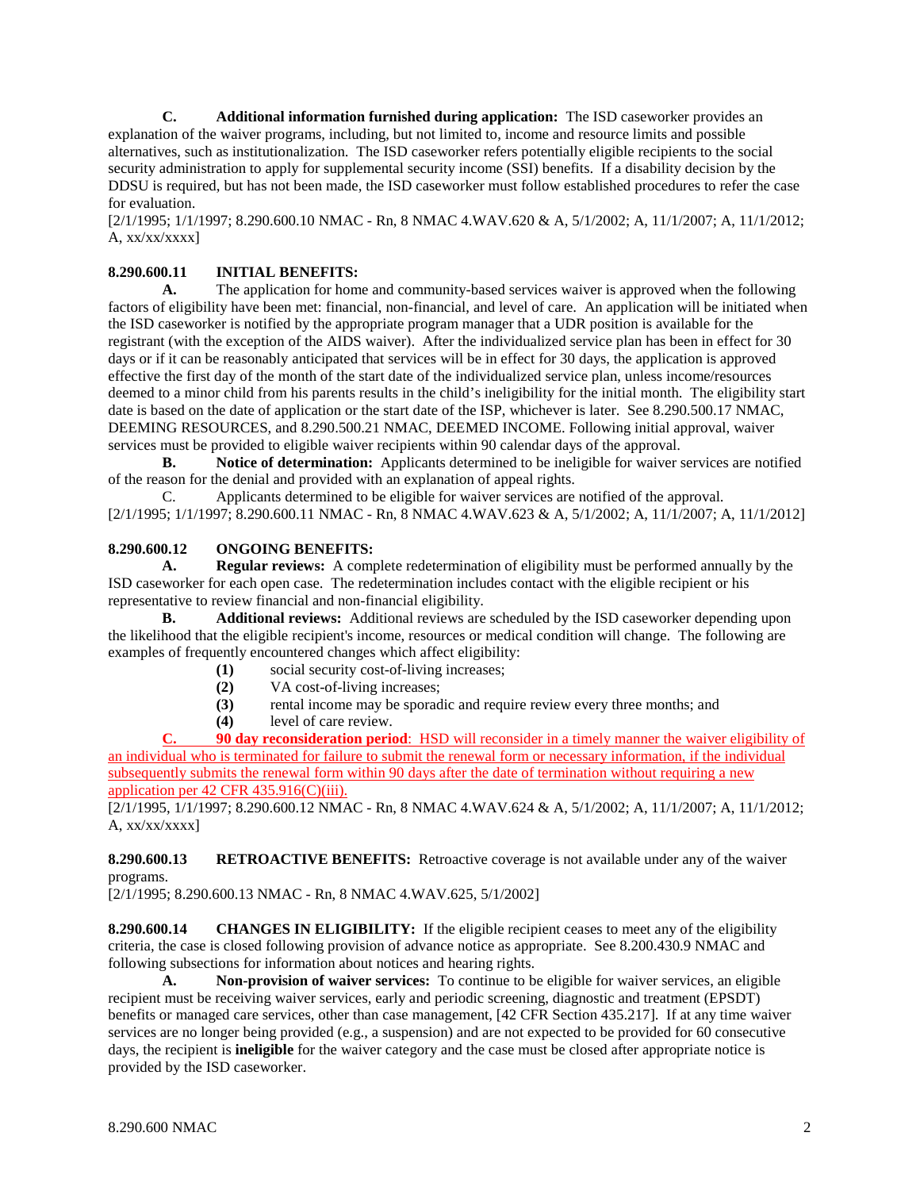**C. Additional information furnished during application:** The ISD caseworker provides an explanation of the waiver programs, including, but not limited to, income and resource limits and possible alternatives, such as institutionalization. The ISD caseworker refers potentially eligible recipients to the social security administration to apply for supplemental security income (SSI) benefits. If a disability decision by the DDSU is required, but has not been made, the ISD caseworker must follow established procedures to refer the case for evaluation.

[2/1/1995; 1/1/1997; 8.290.600.10 NMAC - Rn, 8 NMAC 4.WAV.620 & A, 5/1/2002; A, 11/1/2007; A, 11/1/2012; A, xx/xx/xxxx]

**8.290.600.11 INITIAL BENEFITS:**

**A.** The application for home and community-based services waiver is approved when the following factors of eligibility have been met: financial, non-financial, and level of care. An application will be initiated when the ISD caseworker is notified by the appropriate program manager that a UDR position is available for the registrant (with the exception of the AIDS waiver). After the individualized service plan has been in effect for 30 days or if it can be reasonably anticipated that services will be in effect for 30 days, the application is approved effective the first day of the month of the start date of the individualized service plan, unless income/resources deemed to a minor child from his parents results in the child's ineligibility for the initial month. The eligibility start date is based on the date of application or the start date of the ISP, whichever is later. See 8.290.500.17 NMAC, DEEMING RESOURCES, and 8.290.500.21 NMAC, DEEMED INCOME. Following initial approval, waiver services must be provided to eligible waiver recipients within 90 calendar days of the approval.

**B. Notice of determination:** Applicants determined to be ineligible for waiver services are notified of the reason for the denial and provided with an explanation of appeal rights.

C. Applicants determined to be eligible for waiver services are notified of the approval.

[2/1/1995; 1/1/1997; 8.290.600.11 NMAC - Rn, 8 NMAC 4.WAV.623 & A, 5/1/2002; A, 11/1/2007; A, 11/1/2012]

**8.290.600.12 ONGOING BENEFITS:**

**A. Regular reviews:** A complete redetermination of eligibility must be performed annually by the ISD caseworker for each open case. The redetermination includes contact with the eligible recipient or his representative to review financial and non-financial eligibility.

**B. Additional reviews:** Additional reviews are scheduled by the ISD caseworker depending upon the likelihood that the eligible recipient's income, resources or medical condition will change. The following are examples of frequently encountered changes which affect eligibility:

- **(1)** social security cost-of-living increases;
- **(2)** VA cost-of-living increases;
- **(3)** rental income may be sporadic and require review every three months; and
- **(4)** level of care review.

**C. 90 day reconsideration period**: HSD will reconsider in a timely manner the waiver eligibility of an individual who is terminated for failure to submit the renewal form or necessary information, if the individual subsequently submits the renewal form within 90 days after the date of termination without requiring a new application per 42 CFR 435.916(C)(iii).

[2/1/1995, 1/1/1997; 8.290.600.12 NMAC - Rn, 8 NMAC 4.WAV.624 & A, 5/1/2002; A, 11/1/2007; A, 11/1/2012; A, xx/xx/xxxx]

**8.290.600.13 RETROACTIVE BENEFITS:** Retroactive coverage is not available under any of the waiver programs.

[2/1/1995; 8.290.600.13 NMAC - Rn, 8 NMAC 4.WAV.625, 5/1/2002]

**8.290.600.14 CHANGES IN ELIGIBILITY:** If the eligible recipient ceases to meet any of the eligibility criteria, the case is closed following provision of advance notice as appropriate. See 8.200.430.9 NMAC and following subsections for information about notices and hearing rights.

**A. Non-provision of waiver services:** To continue to be eligible for waiver services, an eligible recipient must be receiving waiver services, early and periodic screening, diagnostic and treatment (EPSDT) benefits or managed care services, other than case management, [42 CFR Section 435.217]. If at any time waiver services are no longer being provided (e.g., a suspension) and are not expected to be provided for 60 consecutive days, the recipient is **ineligible** for the waiver category and the case must be closed after appropriate notice is provided by the ISD caseworker.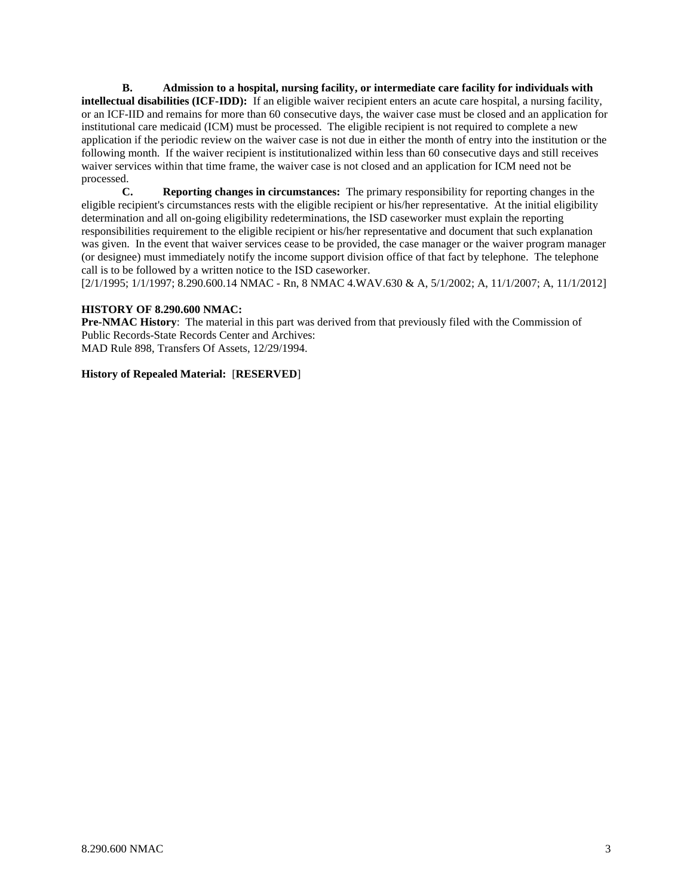**B. Admission to a hospital, nursing facility, or intermediate care facility for individuals with intellectual disabilities (ICF-IDD):** If an eligible waiver recipient enters an acute care hospital, a nursing facility, or an ICF-IID and remains for more than 60 consecutive days, the waiver case must be closed and an application for institutional care medicaid (ICM) must be processed. The eligible recipient is not required to complete a new application if the periodic review on the waiver case is not due in either the month of entry into the institution or the following month. If the waiver recipient is institutionalized within less than 60 consecutive days and still receives waiver services within that time frame, the waiver case is not closed and an application for ICM need not be processed.

**C. Reporting changes in circumstances:** The primary responsibility for reporting changes in the eligible recipient's circumstances rests with the eligible recipient or his/her representative. At the initial eligibility determination and all on-going eligibility redeterminations, the ISD caseworker must explain the reporting responsibilities requirement to the eligible recipient or his/her representative and document that such explanation was given. In the event that waiver services cease to be provided, the case manager or the waiver program manager (or designee) must immediately notify the income support division office of that fact by telephone. The telephone call is to be followed by a written notice to the ISD caseworker.

[2/1/1995; 1/1/1997; 8.290.600.14 NMAC - Rn, 8 NMAC 4.WAV.630 & A, 5/1/2002; A, 11/1/2007; A, 11/1/2012]

**HISTORY OF 8.290.600 NMAC:**

**Pre-NMAC History**: The material in this part was derived from that previously filed with the Commission of Public Records-State Records Center and Archives:
MAD Rule 898, Transfers Of Assets, 12/29/1994.

**History of Repealed Material:** [**RESERVED**]